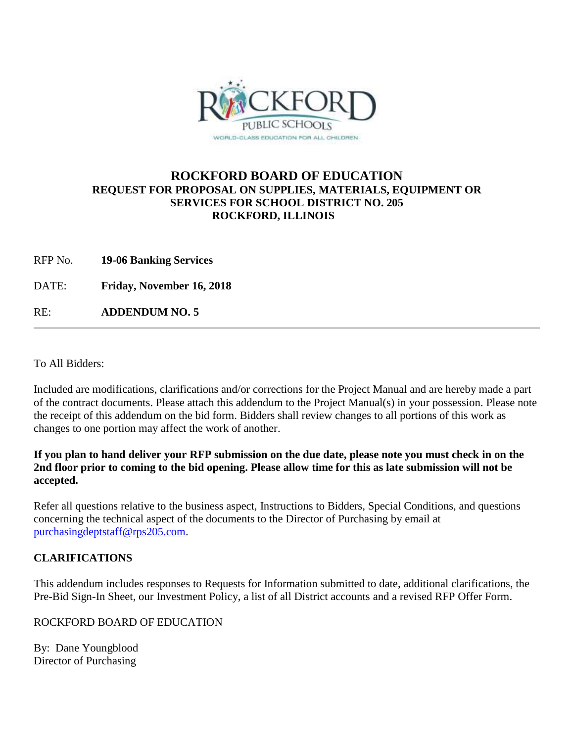# ROCKFORD BOARD OF EDUCATION

## REQUEST FOR PROPOSAL ON SUPPLIES, MATERIALS, EQUIPMENT OR SERVICES FOR SCHOOL DISTRICT NO. 205 ROCKFORD, ILLINOIS

RFP No. **19-06 Banking Services**

DATE: **Friday, November 16, 2018**

RE: **ADDENDUM NO. 5**

---

To All Bidders:

Included are modifications, clarifications and/or corrections for the Project Manual and are hereby made a part of the contract documents. Please attach this addendum to the Project Manual(s) in your possession. Please note the receipt of this addendum on the bid form. Bidders shall review changes to all portions of this work as changes to one portion may affect the work of another.

**If you plan to hand deliver your RFP submission on the due date, please note you must check in on the 2nd floor prior to coming to the bid opening. Please allow time for this as late submission will not be accepted.**

Refer all questions relative to the business aspect, Instructions to Bidders, Special Conditions, and questions concerning the technical aspect of the documents to the Director of Purchasing by email at purchasingdeptstaff@rps205.com.

**CLARIFICATIONS**

This addendum includes responses to Requests for Information submitted to date, additional clarifications, the Pre-Bid Sign-In Sheet, our Investment Policy, a list of all District accounts and a revised RFP Offer Form.

ROCKFORD BOARD OF EDUCATION

By: Dane Youngblood
Director of Purchasing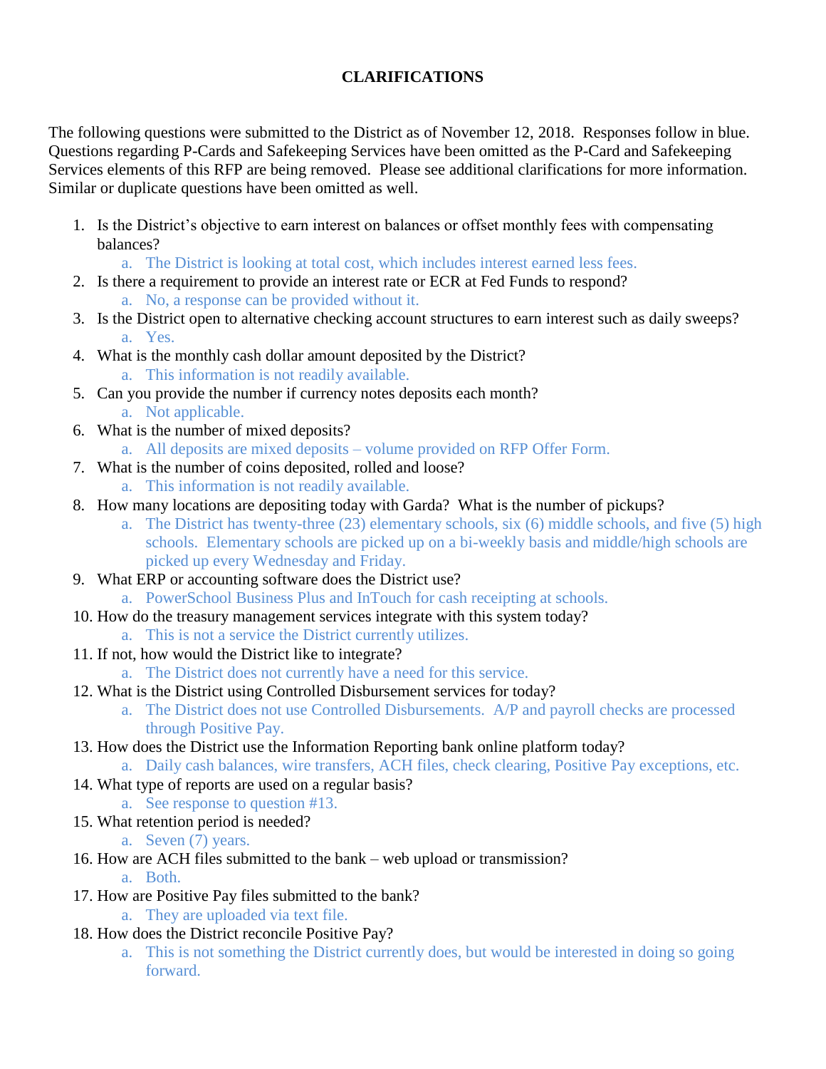# CLARIFICATIONS

The following questions were submitted to the District as of November 12, 2018. Responses follow in blue. Questions regarding P-Cards and Safekeeping Services have been omitted as the P-Card and Safekeeping Services elements of this RFP are being removed. Please see additional clarifications for more information. Similar or duplicate questions have been omitted as well.

1. Is the District's objective to earn interest on balances or offset monthly fees with compensating balances?
   a. The District is looking at total cost, which includes interest earned less fees.
2. Is there a requirement to provide an interest rate or ECR at Fed Funds to respond?
   a. No, a response can be provided without it.
3. Is the District open to alternative checking account structures to earn interest such as daily sweeps?
   a. Yes.
4. What is the monthly cash dollar amount deposited by the District?
   a. This information is not readily available.
5. Can you provide the number if currency notes deposits each month?
   a. Not applicable.
6. What is the number of mixed deposits?
   a. All deposits are mixed deposits – volume provided on RFP Offer Form.
7. What is the number of coins deposited, rolled and loose?
   a. This information is not readily available.
8. How many locations are depositing today with Garda? What is the number of pickups?
   a. The District has twenty-three (23) elementary schools, six (6) middle schools, and five (5) high schools. Elementary schools are picked up on a bi-weekly basis and middle/high schools are picked up every Wednesday and Friday.
9. What ERP or accounting software does the District use?
   a. PowerSchool Business Plus and InTouch for cash receipting at schools.
10. How do the treasury management services integrate with this system today?
    a. This is not a service the District currently utilizes.
11. If not, how would the District like to integrate?
    a. The District does not currently have a need for this service.
12. What is the District using Controlled Disbursement services for today?
    a. The District does not use Controlled Disbursements. A/P and payroll checks are processed through Positive Pay.
13. How does the District use the Information Reporting bank online platform today?
    a. Daily cash balances, wire transfers, ACH files, check clearing, Positive Pay exceptions, etc.
14. What type of reports are used on a regular basis?
    a. See response to question #13.
15. What retention period is needed?
    a. Seven (7) years.
16. How are ACH files submitted to the bank – web upload or transmission?
    a. Both.
17. How are Positive Pay files submitted to the bank?
    a. They are uploaded via text file.
18. How does the District reconcile Positive Pay?
    a. This is not something the District currently does, but would be interested in doing so going forward.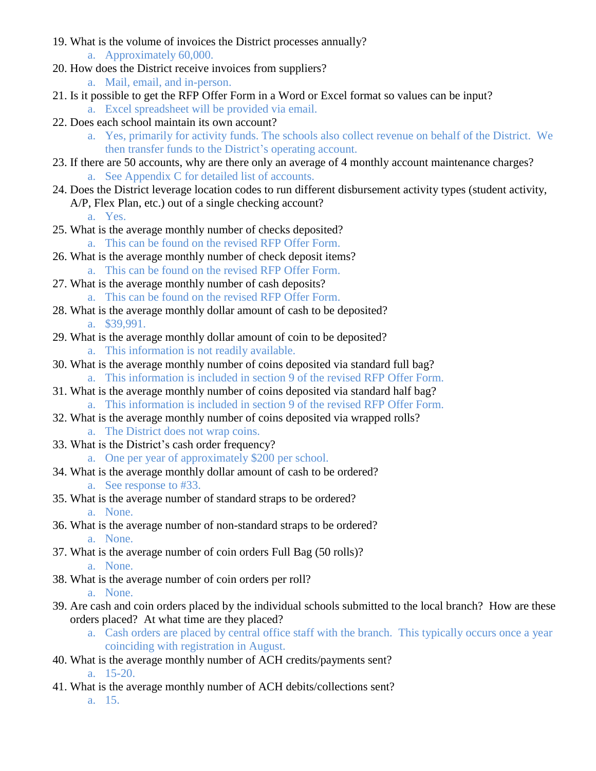19. What is the volume of invoices the District processes annually?
    a. Approximately 60,000.
20. How does the District receive invoices from suppliers?
    a. Mail, email, and in-person.
21. Is it possible to get the RFP Offer Form in a Word or Excel format so values can be input?
    a. Excel spreadsheet will be provided via email.
22. Does each school maintain its own account?
    a. Yes, primarily for activity funds. The schools also collect revenue on behalf of the District. We then transfer funds to the District's operating account.
23. If there are 50 accounts, why are there only an average of 4 monthly account maintenance charges?
    a. See Appendix C for detailed list of accounts.
24. Does the District leverage location codes to run different disbursement activity types (student activity, A/P, Flex Plan, etc.) out of a single checking account?
    a. Yes.
25. What is the average monthly number of checks deposited?
    a. This can be found on the revised RFP Offer Form.
26. What is the average monthly number of check deposit items?
    a. This can be found on the revised RFP Offer Form.
27. What is the average monthly number of cash deposits?
    a. This can be found on the revised RFP Offer Form.
28. What is the average monthly dollar amount of cash to be deposited?
    a. $39,991.
29. What is the average monthly dollar amount of coin to be deposited?
    a. This information is not readily available.
30. What is the average monthly number of coins deposited via standard full bag?
    a. This information is included in section 9 of the revised RFP Offer Form.
31. What is the average monthly number of coins deposited via standard half bag?
    a. This information is included in section 9 of the revised RFP Offer Form.
32. What is the average monthly number of coins deposited via wrapped rolls?
    a. The District does not wrap coins.
33. What is the District's cash order frequency?
    a. One per year of approximately $200 per school.
34. What is the average monthly dollar amount of cash to be ordered?
    a. See response to #33.
35. What is the average number of standard straps to be ordered?
    a. None.
36. What is the average number of non-standard straps to be ordered?
    a. None.
37. What is the average number of coin orders Full Bag (50 rolls)?
    a. None.
38. What is the average number of coin orders per roll?
    a. None.
39. Are cash and coin orders placed by the individual schools submitted to the local branch? How are these orders placed? At what time are they placed?
    a. Cash orders are placed by central office staff with the branch. This typically occurs once a year coinciding with registration in August.
40. What is the average monthly number of ACH credits/payments sent?
    a. 15-20.
41. What is the average monthly number of ACH debits/collections sent?
    a. 15.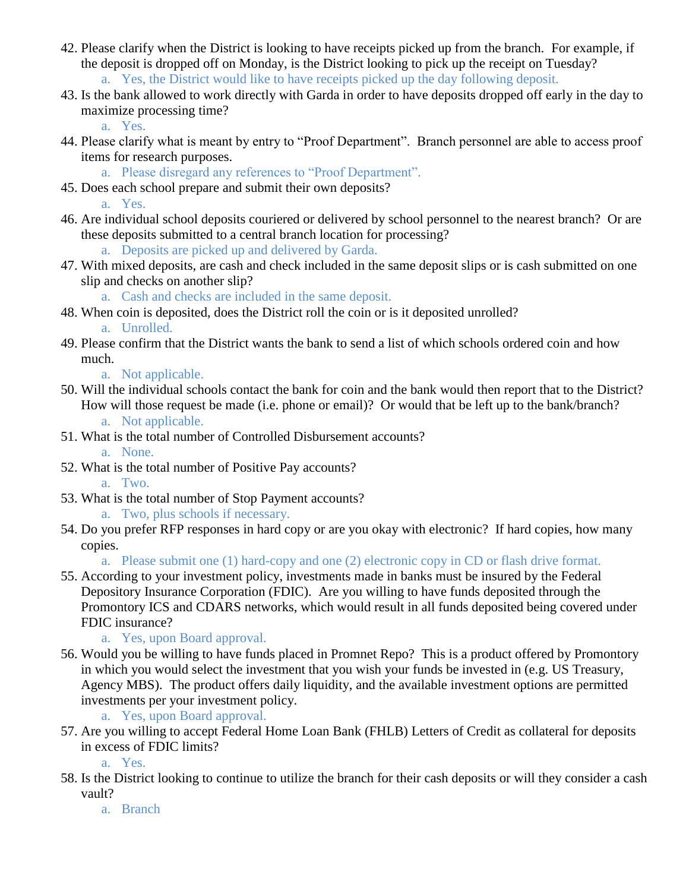42. Please clarify when the District is looking to have receipts picked up from the branch. For example, if the deposit is dropped off on Monday, is the District looking to pick up the receipt on Tuesday?
    a. Yes, the District would like to have receipts picked up the day following deposit.
43. Is the bank allowed to work directly with Garda in order to have deposits dropped off early in the day to maximize processing time?
    a. Yes.
44. Please clarify what is meant by entry to "Proof Department". Branch personnel are able to access proof items for research purposes.
    a. Please disregard any references to "Proof Department".
45. Does each school prepare and submit their own deposits?
    a. Yes.
46. Are individual school deposits couriered or delivered by school personnel to the nearest branch? Or are these deposits submitted to a central branch location for processing?
    a. Deposits are picked up and delivered by Garda.
47. With mixed deposits, are cash and check included in the same deposit slips or is cash submitted on one slip and checks on another slip?
    a. Cash and checks are included in the same deposit.
48. When coin is deposited, does the District roll the coin or is it deposited unrolled?
    a. Unrolled.
49. Please confirm that the District wants the bank to send a list of which schools ordered coin and how much.
    a. Not applicable.
50. Will the individual schools contact the bank for coin and the bank would then report that to the District? How will those request be made (i.e. phone or email)? Or would that be left up to the bank/branch?
    a. Not applicable.
51. What is the total number of Controlled Disbursement accounts?
    a. None.
52. What is the total number of Positive Pay accounts?
    a. Two.
53. What is the total number of Stop Payment accounts?
    a. Two, plus schools if necessary.
54. Do you prefer RFP responses in hard copy or are you okay with electronic? If hard copies, how many copies.
    a. Please submit one (1) hard-copy and one (2) electronic copy in CD or flash drive format.
55. According to your investment policy, investments made in banks must be insured by the Federal Depository Insurance Corporation (FDIC). Are you willing to have funds deposited through the Promontory ICS and CDARS networks, which would result in all funds deposited being covered under FDIC insurance?
    a. Yes, upon Board approval.
56. Would you be willing to have funds placed in Promnet Repo? This is a product offered by Promontory in which you would select the investment that you wish your funds be invested in (e.g. US Treasury, Agency MBS). The product offers daily liquidity, and the available investment options are permitted investments per your investment policy.
    a. Yes, upon Board approval.
57. Are you willing to accept Federal Home Loan Bank (FHLB) Letters of Credit as collateral for deposits in excess of FDIC limits?
    a. Yes.
58. Is the District looking to continue to utilize the branch for their cash deposits or will they consider a cash vault?
    a. Branch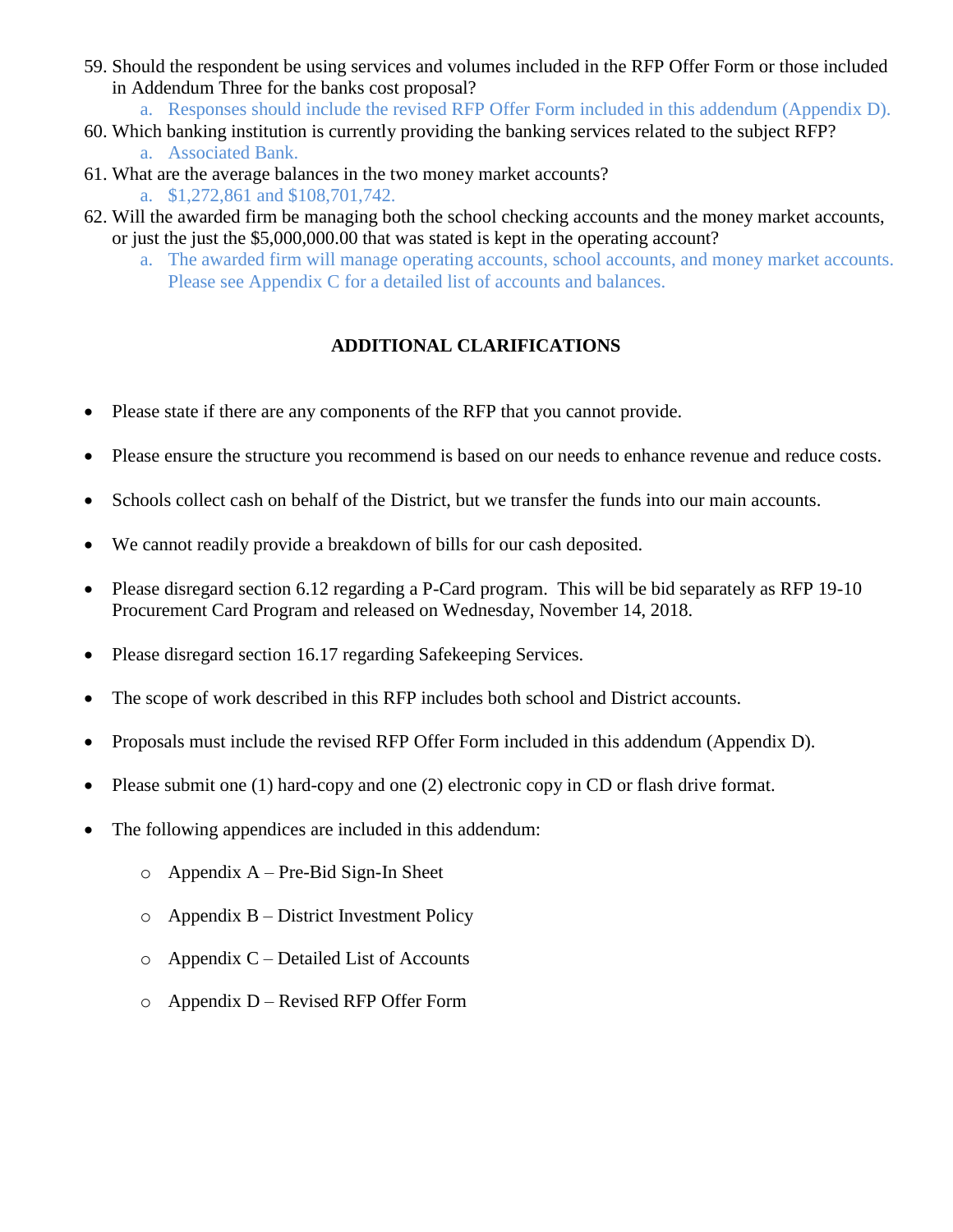59. Should the respondent be using services and volumes included in the RFP Offer Form or those included in Addendum Three for the banks cost proposal?
    a. Responses should include the revised RFP Offer Form included in this addendum (Appendix D).
60. Which banking institution is currently providing the banking services related to the subject RFP?
    a. Associated Bank.
61. What are the average balances in the two money market accounts?
    a. $1,272,861 and $108,701,742.
62. Will the awarded firm be managing both the school checking accounts and the money market accounts, or just the just the $5,000,000.00 that was stated is kept in the operating account?
    a. The awarded firm will manage operating accounts, school accounts, and money market accounts. Please see Appendix C for a detailed list of accounts and balances.

## ADDITIONAL CLARIFICATIONS

- Please state if there are any components of the RFP that you cannot provide.
- Please ensure the structure you recommend is based on our needs to enhance revenue and reduce costs.
- Schools collect cash on behalf of the District, but we transfer the funds into our main accounts.
- We cannot readily provide a breakdown of bills for our cash deposited.
- Please disregard section 6.12 regarding a P-Card program. This will be bid separately as RFP 19-10 Procurement Card Program and released on Wednesday, November 14, 2018.
- Please disregard section 16.17 regarding Safekeeping Services.
- The scope of work described in this RFP includes both school and District accounts.
- Proposals must include the revised RFP Offer Form included in this addendum (Appendix D).
- Please submit one (1) hard-copy and one (2) electronic copy in CD or flash drive format.
- The following appendices are included in this addendum:
    - Appendix A – Pre-Bid Sign-In Sheet
    - Appendix B – District Investment Policy
    - Appendix C – Detailed List of Accounts
    - Appendix D – Revised RFP Offer Form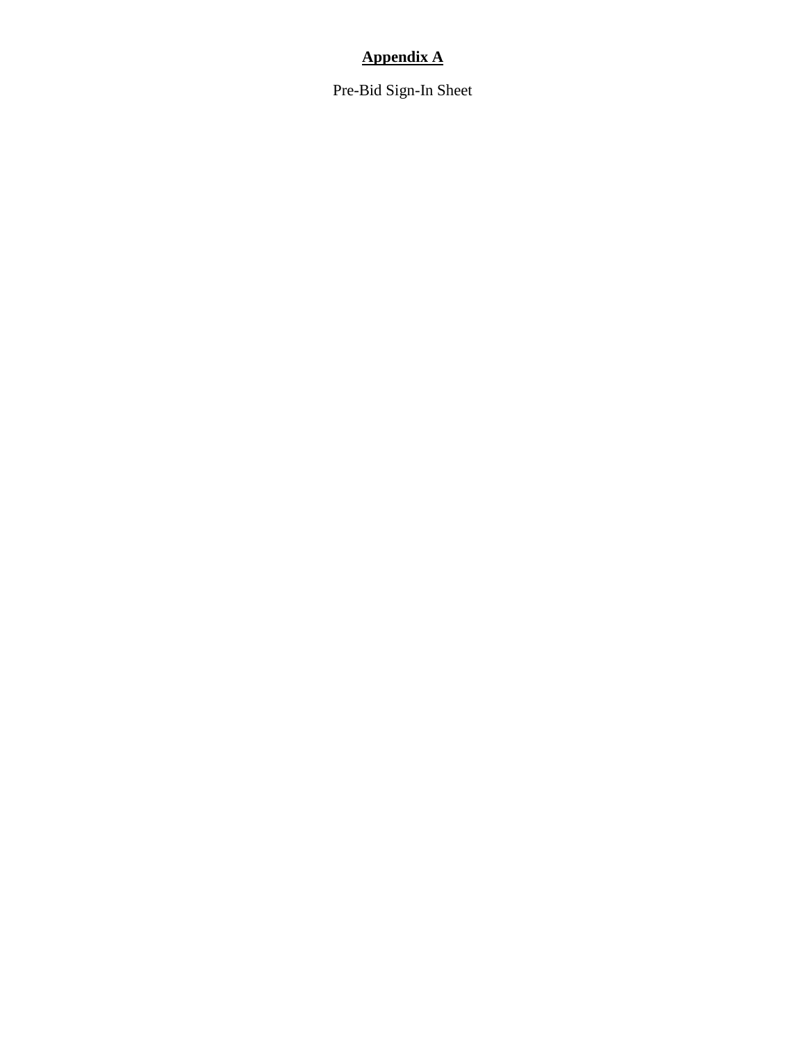# **Appendix A**

Pre-Bid Sign-In Sheet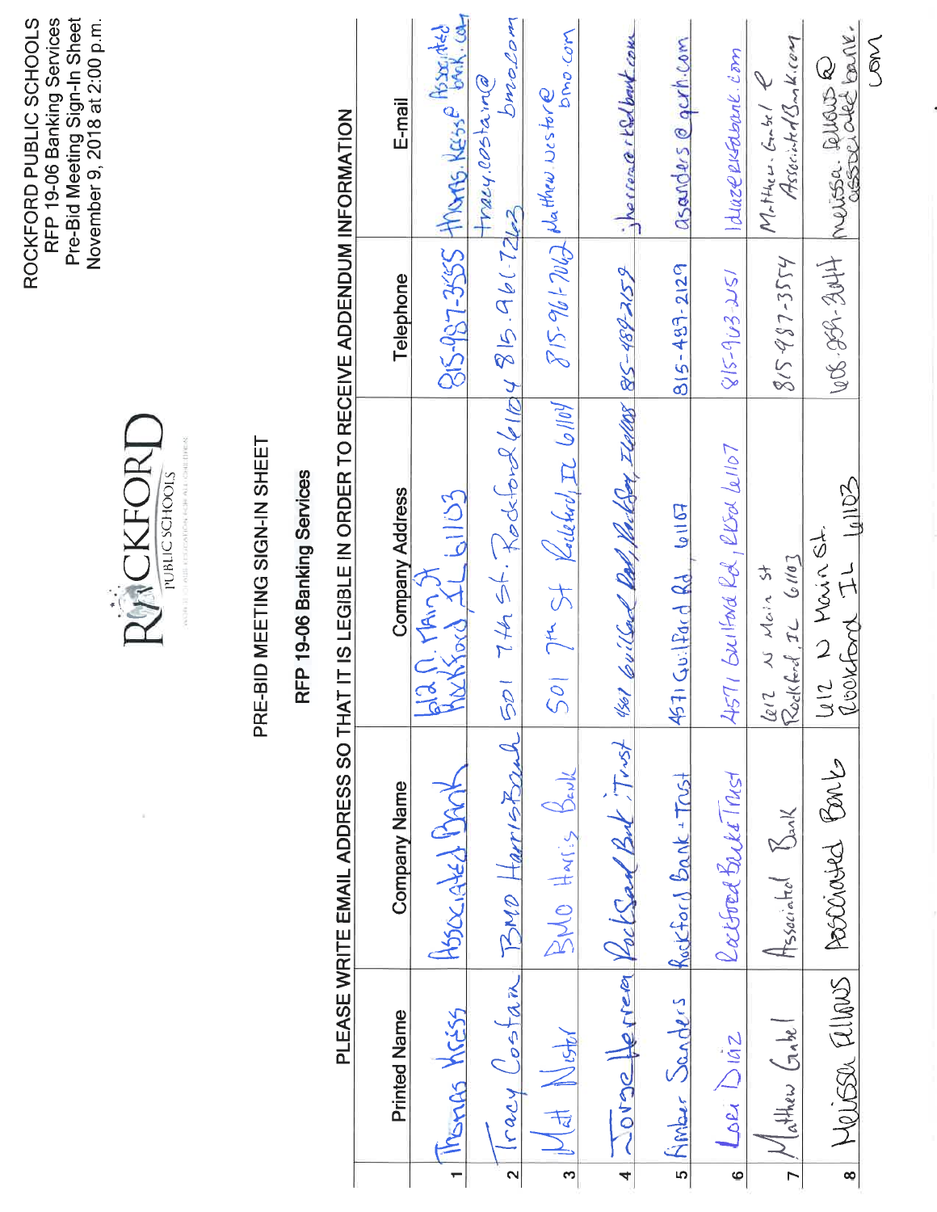ROCKFORD PUBLIC SCHOOLS
RFP 19-06 Banking Services
Pre-Bid Meeting Sign-In Sheet
November 9, 2018 at 2:00 p.m.

ROCKFORD PUBLIC SCHOOLS

# PRE-BID MEETING SIGN-IN SHEET

## RFP 19-06 Banking Services

PLEASE WRITE EMAIL ADDRESS SO THAT IT IS LEGIBLE IN ORDER TO RECEIVE ADDENDUM INFORMATION

| | Printed Name | Company Name | Company Address | Telephone | E-mail |
|---|---|---|---|---|---|
| 1 | Thomas Kreiss | Associated Bank | 612 N. Main St Rockford, IL 61103 | 815-987-3555 | Thomas.Kreiss@AssociatedBank.com |
| 2 | Tracy Costain | BMO Harris Bank | 501 7th St. Rockford 61104 | 815.961.7263 | tracy.costain@bmo.com |
| 3 | Matt Nestor | BMO Harris Bank | 501 7th St Rockford, IL 61104 | 815-961-7063 | Matthew.nestor@bmo.com |
| 4 | Jorge Herrera | Rockford Bank & Trust | 4571 Guilford Rd, Rockford, IL 61107 | 815-489-2159 | jherrera@rkfdbank.com |
| 5 | Kimber Sanders | Rockford Bank & Trust | 4571 Guilford Rd, 61107 | 815-489-2129 | asanders@qcrh.com |
| 6 | Lori Diaz | Rockford Bank & Trust | 4571 Guilford Rd, Rkfd 61107 | 815-963-2251 | ldiaz@rkfdbank.com |
| 7 | Mathew Gabel | Associated Bank | 612 N Main St Rockford, IL 61103 | 815-987-3554 | Matthew.Gabel@AssociatedBank.com |
| 8 | Melissa Fellows | Associated Bank | 612 N Main St. Rockford IL 61103 | 608-259-3044 | melissa.fellows@associatedbank.com |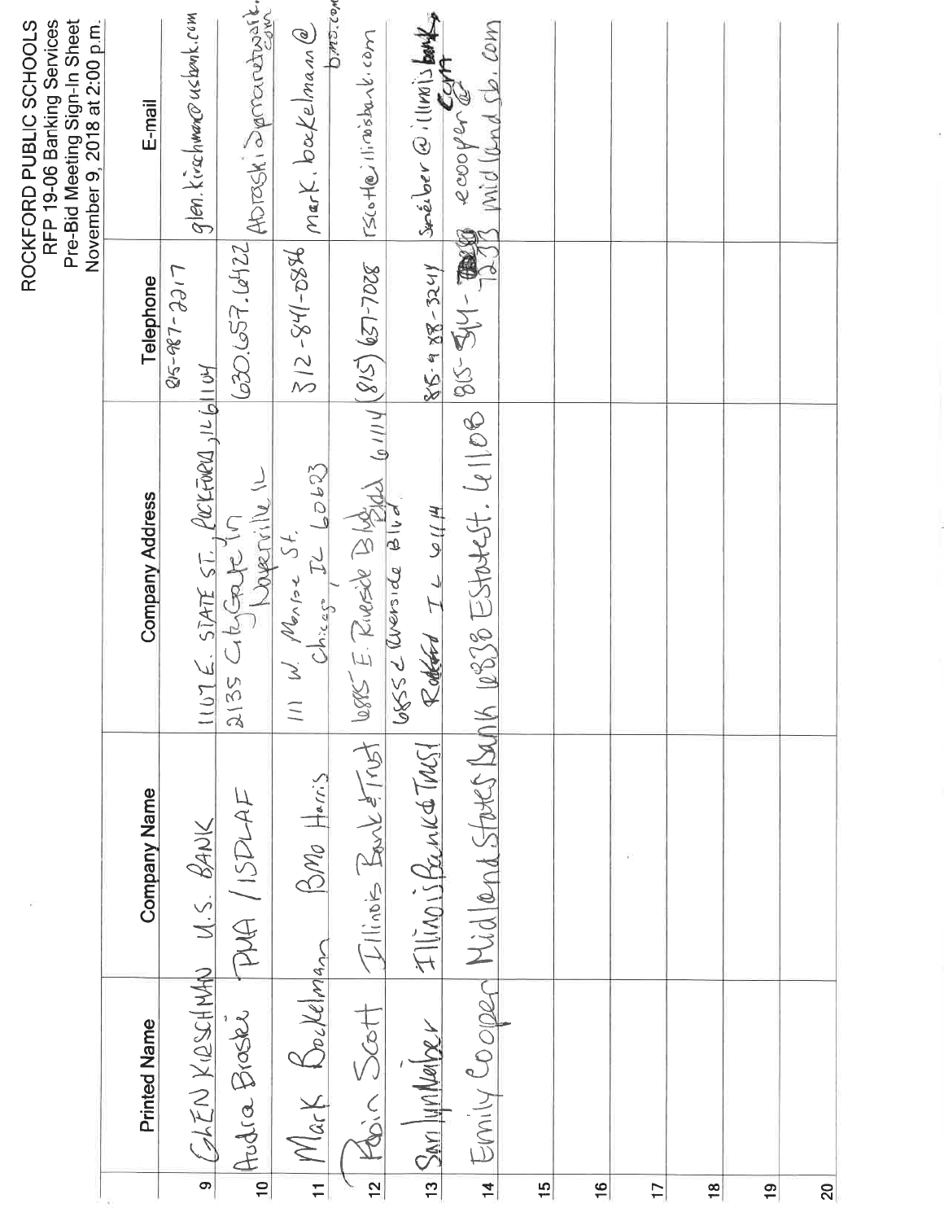# ROCKFORD PUBLIC SCHOOLS

RFP 19-06 Banking Services
Pre-Bid Meeting Sign-In Sheet
November 9, 2018 at 2:00 p.m.

| | Printed Name | Company Name | Company Address | Telephone | E-mail |
|---|---|---|---|---|---|
| 9 | GLEN KIRSCHMAN | U.S. BANK | 1107 E. STATE ST. ROCKFORD, IL 61104 | 815-987-2217 | glen.kirschman@usbank.com |
| 10 | Audra Broski | PMA / ISDLAF | 2135 CityGate Ln Naperville IL | 630.657.6422 | ABroski@pmanetwork.com |
| 11 | Mark Bockelman | BMO Harris | 111 W. Monroe St. Chicago IL 60603 | 312-841-0886 | mark.bockelman@bmo.com |
| 12 | Robin Scott | Illinois Bank & Trust | 6855 E. Riverside Blvd 61114 | (815) 637-7008 | rscott@illinoisbank.com |
| 13 | Sari lynn Naber | Illinois Bank & Trust | 6855 E Riverside Blvd Rockford IL 61114 | 815-988-3241 | sneiber@illinoisbank.com |
| 14 | Emily Cooper | Midland States Bank | 1838 Estatest. 61108 | 815-544-7233 | ecooper@midlandsb.com |
| 15 | | | | | |
| 16 | | | | | |
| 17 | | | | | |
| 18 | | | | | |
| 19 | | | | | |
| 20 | | | | | |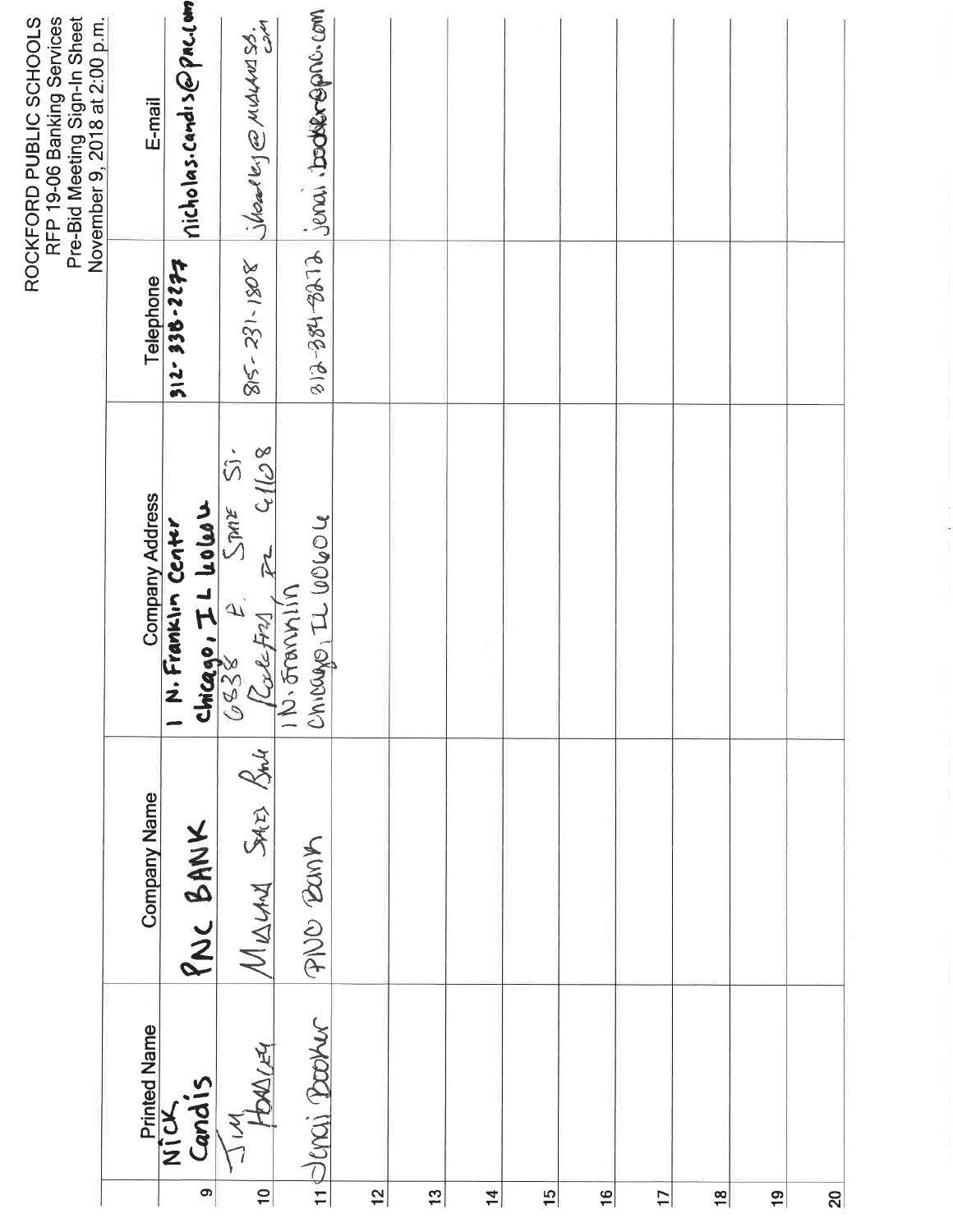# ROCKFORD PUBLIC SCHOOLS

RFP 19-06 Banking Services
Pre-Bid Meeting Sign-In Sheet
November 9, 2018 at 2:00 p.m.

| | Printed Name | Company Name | Company Address | Telephone | E-mail |
|---|---|---|---|---|---|
| 9 | Nick Candis | PNC BANK | 1 N. Franklin Center Chicago, IL 60606 | 312-338-2277 | nicholas.candis@pnc.com |
| 10 | Jim Hoadley | Midland States Bank | 6838 E. State St. Rockford, IL 61108 | 815-231-1808 | jhoadley@midlandsb.com |
| 11 | Jenai Booker | PNC Bank | 1 N. Franklin Chicago, IL 60606 | 312-384-8272 | jenai.booker@pnc.com |
| 12 | | | | | |
| 13 | | | | | |
| 14 | | | | | |
| 15 | | | | | |
| 16 | | | | | |
| 17 | | | | | |
| 18 | | | | | |
| 19 | | | | | |
| 20 | | | | | |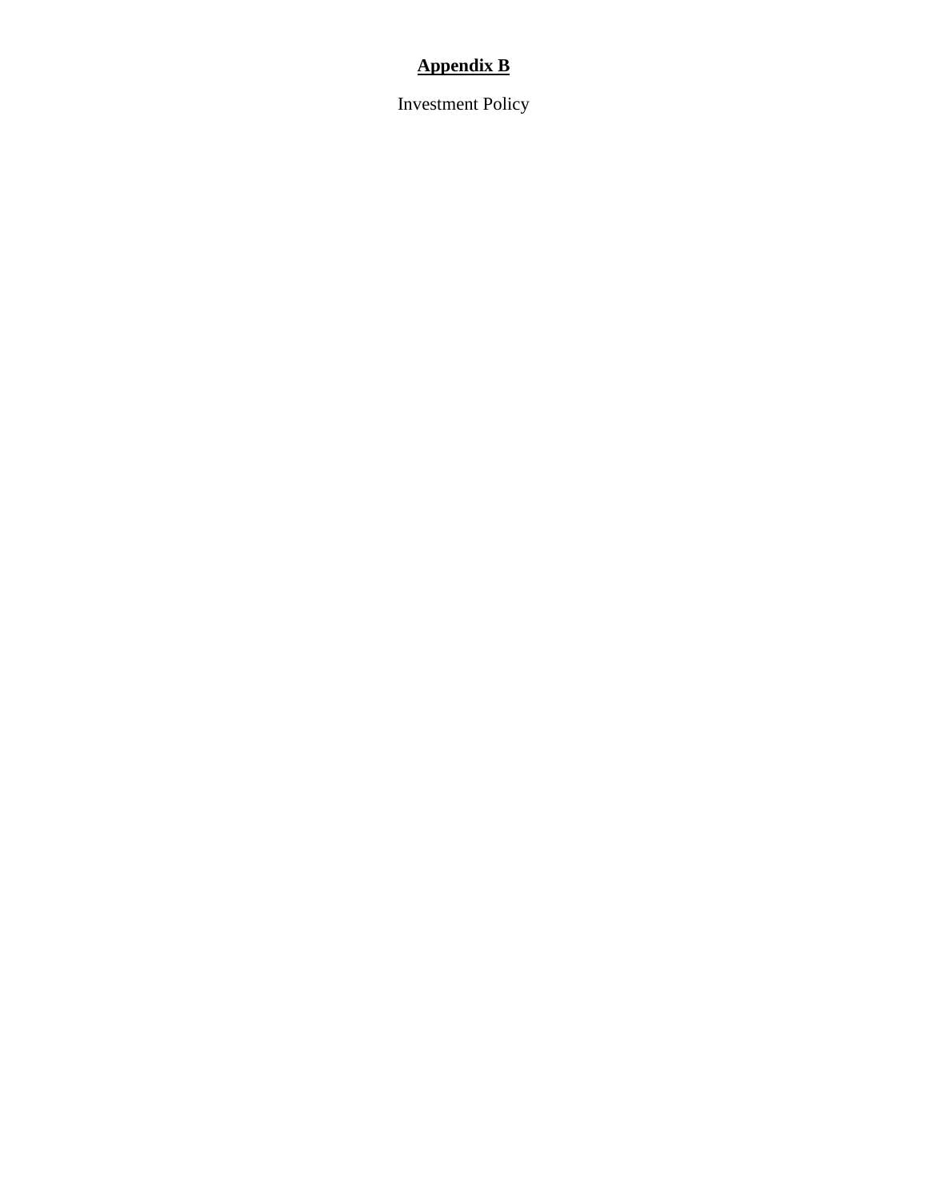# **Appendix B**

Investment Policy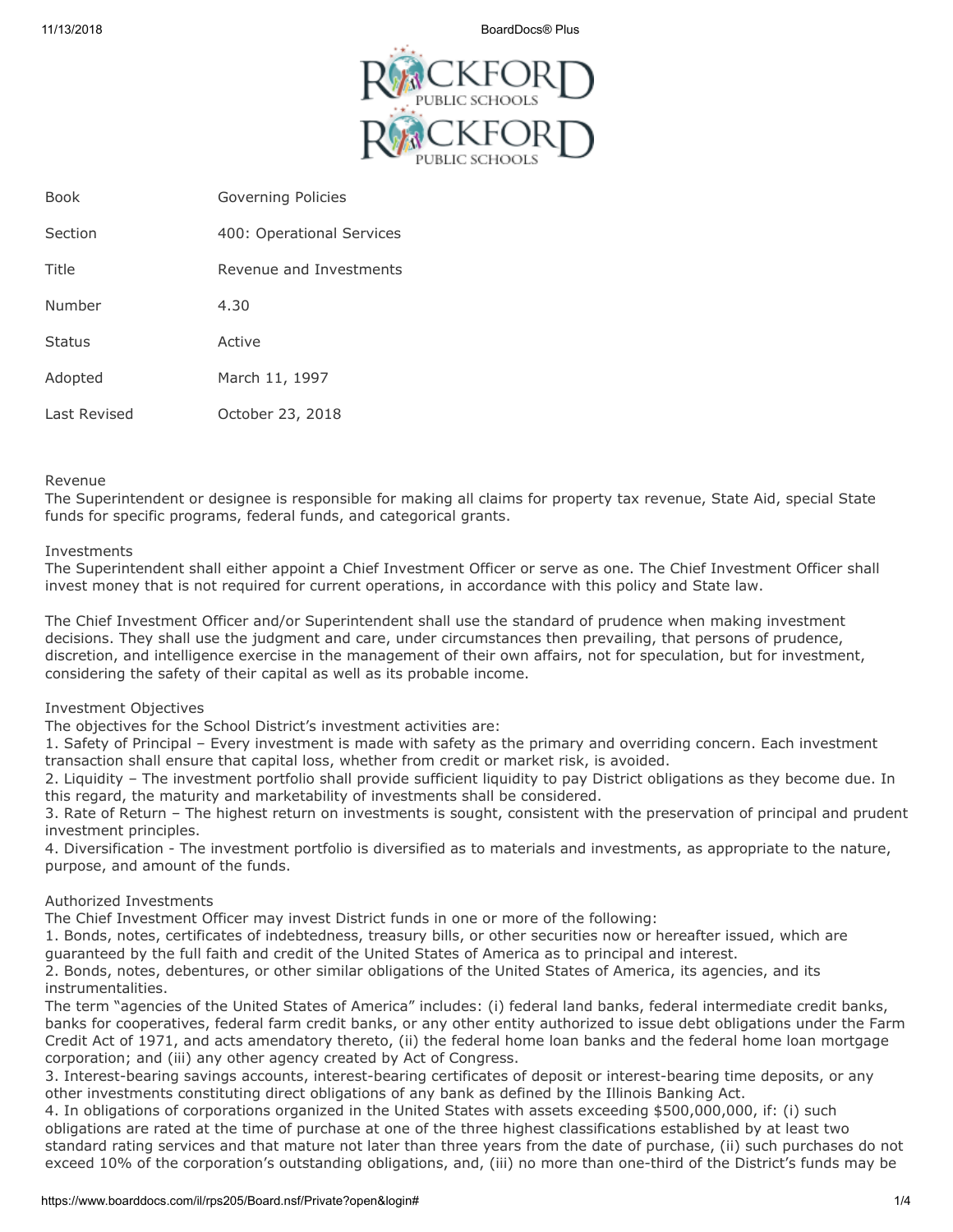| Book | Governing Policies |
| --- | --- |
| Section | 400: Operational Services |
| Title | Revenue and Investments |
| Number | 4.30 |
| Status | Active |
| Adopted | March 11, 1997 |
| Last Revised | October 23, 2018 |

Revenue
The Superintendent or designee is responsible for making all claims for property tax revenue, State Aid, special State funds for specific programs, federal funds, and categorical grants.

Investments
The Superintendent shall either appoint a Chief Investment Officer or serve as one. The Chief Investment Officer shall invest money that is not required for current operations, in accordance with this policy and State law.

The Chief Investment Officer and/or Superintendent shall use the standard of prudence when making investment decisions. They shall use the judgment and care, under circumstances then prevailing, that persons of prudence, discretion, and intelligence exercise in the management of their own affairs, not for speculation, but for investment, considering the safety of their capital as well as its probable income.

Investment Objectives
The objectives for the School District's investment activities are:
1. Safety of Principal – Every investment is made with safety as the primary and overriding concern. Each investment transaction shall ensure that capital loss, whether from credit or market risk, is avoided.
2. Liquidity – The investment portfolio shall provide sufficient liquidity to pay District obligations as they become due. In this regard, the maturity and marketability of investments shall be considered.
3. Rate of Return – The highest return on investments is sought, consistent with the preservation of principal and prudent investment principles.
4. Diversification - The investment portfolio is diversified as to materials and investments, as appropriate to the nature, purpose, and amount of the funds.

Authorized Investments
The Chief Investment Officer may invest District funds in one or more of the following:
1. Bonds, notes, certificates of indebtedness, treasury bills, or other securities now or hereafter issued, which are guaranteed by the full faith and credit of the United States of America as to principal and interest.
2. Bonds, notes, debentures, or other similar obligations of the United States of America, its agencies, and its instrumentalities.
The term "agencies of the United States of America" includes: (i) federal land banks, federal intermediate credit banks, banks for cooperatives, federal farm credit banks, or any other entity authorized to issue debt obligations under the Farm Credit Act of 1971, and acts amendatory thereto, (ii) the federal home loan banks and the federal home loan mortgage corporation; and (iii) any other agency created by Act of Congress.
3. Interest-bearing savings accounts, interest-bearing certificates of deposit or interest-bearing time deposits, or any other investments constituting direct obligations of any bank as defined by the Illinois Banking Act.
4. In obligations of corporations organized in the United States with assets exceeding $500,000,000, if: (i) such obligations are rated at the time of purchase at one of the three highest classifications established by at least two standard rating services and that mature not later than three years from the date of purchase, (ii) such purchases do not exceed 10% of the corporation's outstanding obligations, and, (iii) no more than one-third of the District's funds may be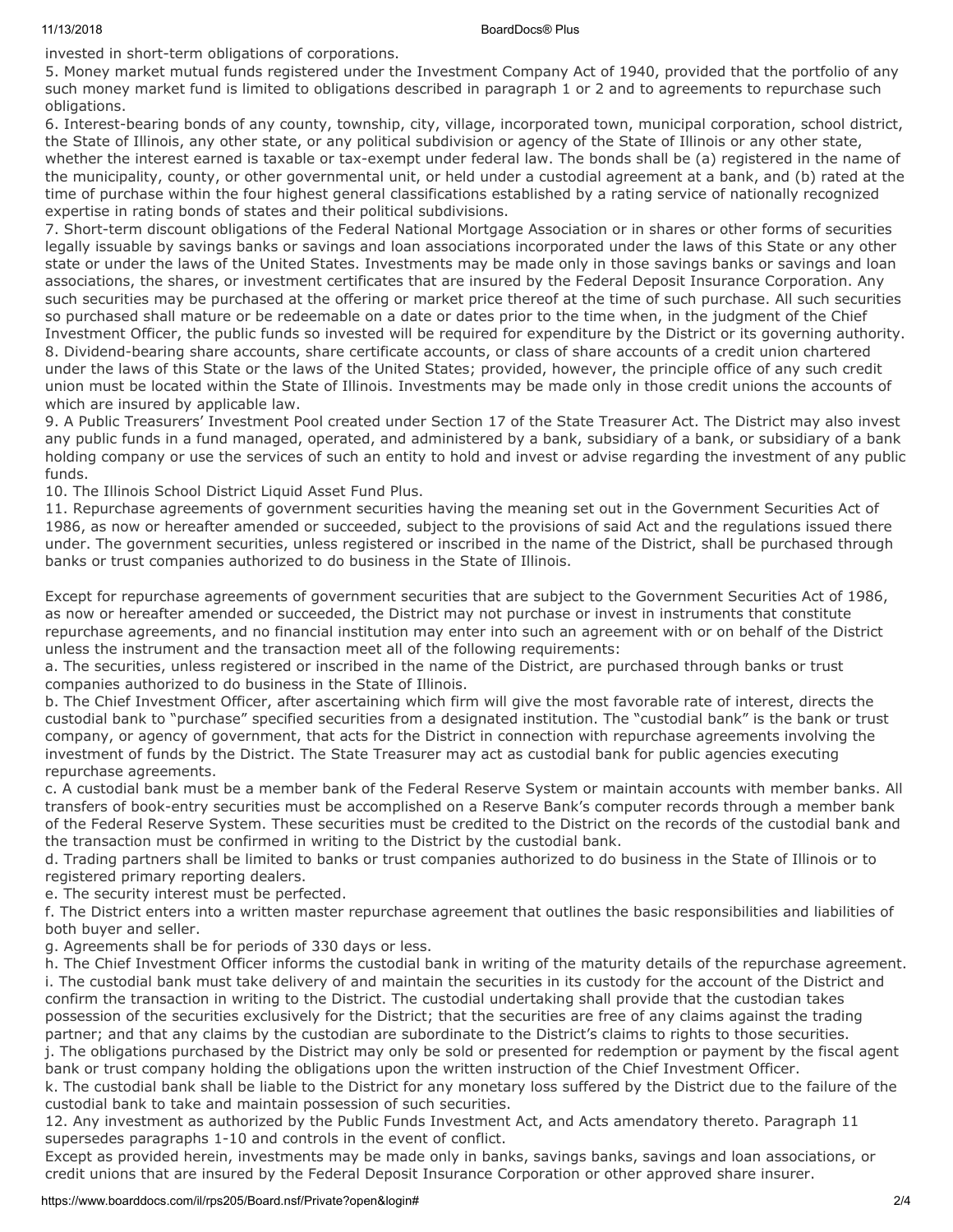invested in short-term obligations of corporations.

5. Money market mutual funds registered under the Investment Company Act of 1940, provided that the portfolio of any such money market fund is limited to obligations described in paragraph 1 or 2 and to agreements to repurchase such obligations.

6. Interest-bearing bonds of any county, township, city, village, incorporated town, municipal corporation, school district, the State of Illinois, any other state, or any political subdivision or agency of the State of Illinois or any other state, whether the interest earned is taxable or tax-exempt under federal law. The bonds shall be (a) registered in the name of the municipality, county, or other governmental unit, or held under a custodial agreement at a bank, and (b) rated at the time of purchase within the four highest general classifications established by a rating service of nationally recognized expertise in rating bonds of states and their political subdivisions.

7. Short-term discount obligations of the Federal National Mortgage Association or in shares or other forms of securities legally issuable by savings banks or savings and loan associations incorporated under the laws of this State or any other state or under the laws of the United States. Investments may be made only in those savings banks or savings and loan associations, the shares, or investment certificates that are insured by the Federal Deposit Insurance Corporation. Any such securities may be purchased at the offering or market price thereof at the time of such purchase. All such securities so purchased shall mature or be redeemable on a date or dates prior to the time when, in the judgment of the Chief Investment Officer, the public funds so invested will be required for expenditure by the District or its governing authority.

8. Dividend-bearing share accounts, share certificate accounts, or class of share accounts of a credit union chartered under the laws of this State or the laws of the United States; provided, however, the principle office of any such credit union must be located within the State of Illinois. Investments may be made only in those credit unions the accounts of which are insured by applicable law.

9. A Public Treasurers' Investment Pool created under Section 17 of the State Treasurer Act. The District may also invest any public funds in a fund managed, operated, and administered by a bank, subsidiary of a bank, or subsidiary of a bank holding company or use the services of such an entity to hold and invest or advise regarding the investment of any public funds.

10. The Illinois School District Liquid Asset Fund Plus.

11. Repurchase agreements of government securities having the meaning set out in the Government Securities Act of 1986, as now or hereafter amended or succeeded, subject to the provisions of said Act and the regulations issued there under. The government securities, unless registered or inscribed in the name of the District, shall be purchased through banks or trust companies authorized to do business in the State of Illinois.

Except for repurchase agreements of government securities that are subject to the Government Securities Act of 1986, as now or hereafter amended or succeeded, the District may not purchase or invest in instruments that constitute repurchase agreements, and no financial institution may enter into such an agreement with or on behalf of the District unless the instrument and the transaction meet all of the following requirements:

a. The securities, unless registered or inscribed in the name of the District, are purchased through banks or trust companies authorized to do business in the State of Illinois.

b. The Chief Investment Officer, after ascertaining which firm will give the most favorable rate of interest, directs the custodial bank to "purchase" specified securities from a designated institution. The "custodial bank" is the bank or trust company, or agency of government, that acts for the District in connection with repurchase agreements involving the investment of funds by the District. The State Treasurer may act as custodial bank for public agencies executing repurchase agreements.

c. A custodial bank must be a member bank of the Federal Reserve System or maintain accounts with member banks. All transfers of book-entry securities must be accomplished on a Reserve Bank's computer records through a member bank of the Federal Reserve System. These securities must be credited to the District on the records of the custodial bank and the transaction must be confirmed in writing to the District by the custodial bank.

d. Trading partners shall be limited to banks or trust companies authorized to do business in the State of Illinois or to registered primary reporting dealers.

e. The security interest must be perfected.

f. The District enters into a written master repurchase agreement that outlines the basic responsibilities and liabilities of both buyer and seller.

g. Agreements shall be for periods of 330 days or less.

h. The Chief Investment Officer informs the custodial bank in writing of the maturity details of the repurchase agreement.

i. The custodial bank must take delivery of and maintain the securities in its custody for the account of the District and confirm the transaction in writing to the District. The custodial undertaking shall provide that the custodian takes possession of the securities exclusively for the District; that the securities are free of any claims against the trading partner; and that any claims by the custodian are subordinate to the District's claims to rights to those securities.

j. The obligations purchased by the District may only be sold or presented for redemption or payment by the fiscal agent bank or trust company holding the obligations upon the written instruction of the Chief Investment Officer.

k. The custodial bank shall be liable to the District for any monetary loss suffered by the District due to the failure of the custodial bank to take and maintain possession of such securities.

12. Any investment as authorized by the Public Funds Investment Act, and Acts amendatory thereto. Paragraph 11 supersedes paragraphs 1-10 and controls in the event of conflict.

Except as provided herein, investments may be made only in banks, savings banks, savings and loan associations, or credit unions that are insured by the Federal Deposit Insurance Corporation or other approved share insurer.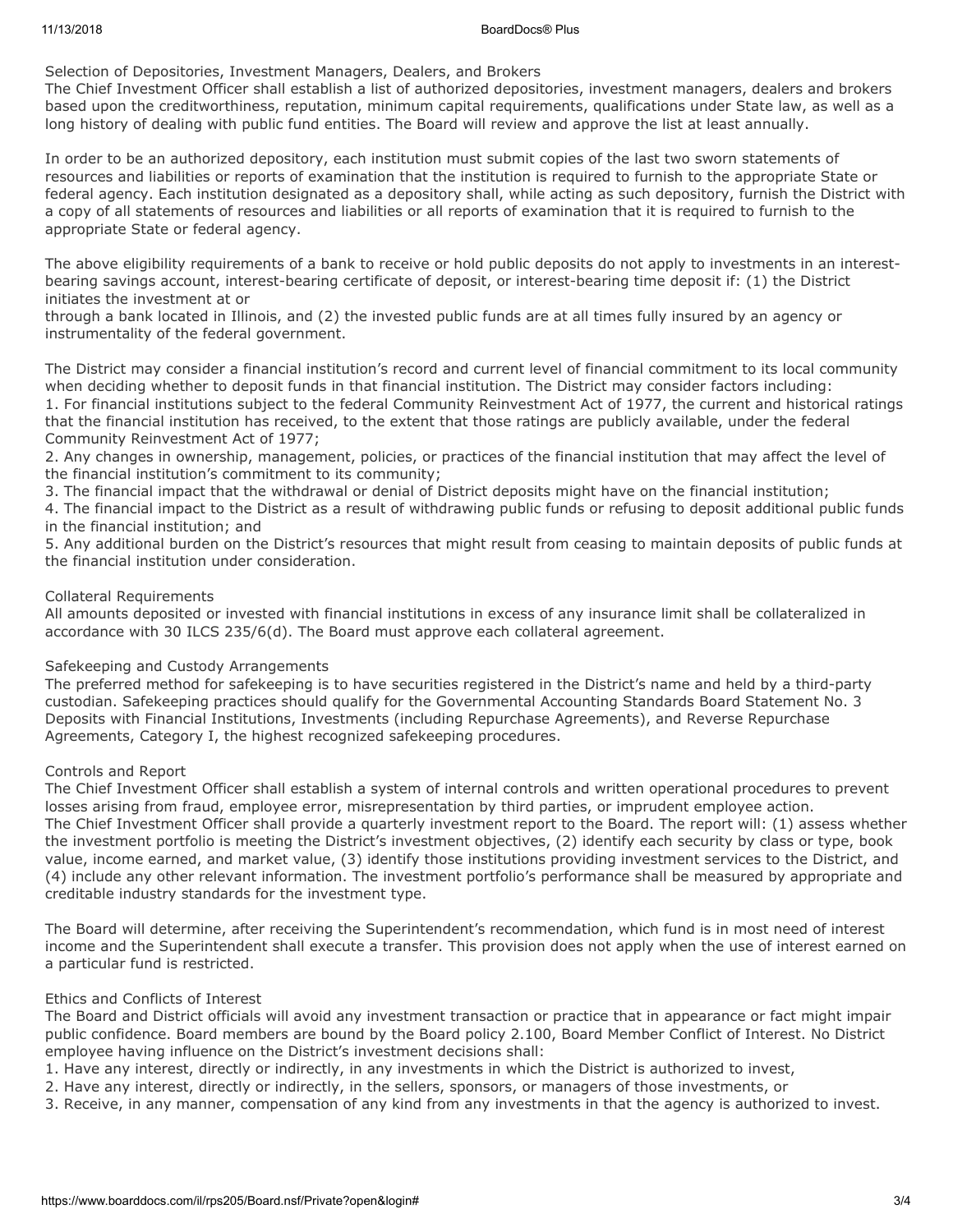### Selection of Depositories, Investment Managers, Dealers, and Brokers

The Chief Investment Officer shall establish a list of authorized depositories, investment managers, dealers and brokers based upon the creditworthiness, reputation, minimum capital requirements, qualifications under State law, as well as a long history of dealing with public fund entities. The Board will review and approve the list at least annually.

In order to be an authorized depository, each institution must submit copies of the last two sworn statements of resources and liabilities or reports of examination that the institution is required to furnish to the appropriate State or federal agency. Each institution designated as a depository shall, while acting as such depository, furnish the District with a copy of all statements of resources and liabilities or all reports of examination that it is required to furnish to the appropriate State or federal agency.

The above eligibility requirements of a bank to receive or hold public deposits do not apply to investments in an interest-bearing savings account, interest-bearing certificate of deposit, or interest-bearing time deposit if: (1) the District initiates the investment at or through a bank located in Illinois, and (2) the invested public funds are at all times fully insured by an agency or instrumentality of the federal government.

The District may consider a financial institution's record and current level of financial commitment to its local community when deciding whether to deposit funds in that financial institution. The District may consider factors including:

1. For financial institutions subject to the federal Community Reinvestment Act of 1977, the current and historical ratings that the financial institution has received, to the extent that those ratings are publicly available, under the federal Community Reinvestment Act of 1977;
2. Any changes in ownership, management, policies, or practices of the financial institution that may affect the level of the financial institution's commitment to its community;
3. The financial impact that the withdrawal or denial of District deposits might have on the financial institution;
4. The financial impact to the District as a result of withdrawing public funds or refusing to deposit additional public funds in the financial institution; and
5. Any additional burden on the District's resources that might result from ceasing to maintain deposits of public funds at the financial institution under consideration.

### Collateral Requirements

All amounts deposited or invested with financial institutions in excess of any insurance limit shall be collateralized in accordance with 30 ILCS 235/6(d). The Board must approve each collateral agreement.

### Safekeeping and Custody Arrangements

The preferred method for safekeeping is to have securities registered in the District's name and held by a third-party custodian. Safekeeping practices should qualify for the Governmental Accounting Standards Board Statement No. 3 Deposits with Financial Institutions, Investments (including Repurchase Agreements), and Reverse Repurchase Agreements, Category I, the highest recognized safekeeping procedures.

### Controls and Report

The Chief Investment Officer shall establish a system of internal controls and written operational procedures to prevent losses arising from fraud, employee error, misrepresentation by third parties, or imprudent employee action.

The Chief Investment Officer shall provide a quarterly investment report to the Board. The report will: (1) assess whether the investment portfolio is meeting the District's investment objectives, (2) identify each security by class or type, book value, income earned, and market value, (3) identify those institutions providing investment services to the District, and (4) include any other relevant information. The investment portfolio's performance shall be measured by appropriate and creditable industry standards for the investment type.

The Board will determine, after receiving the Superintendent's recommendation, which fund is in most need of interest income and the Superintendent shall execute a transfer. This provision does not apply when the use of interest earned on a particular fund is restricted.

### Ethics and Conflicts of Interest

The Board and District officials will avoid any investment transaction or practice that in appearance or fact might impair public confidence. Board members are bound by the Board policy 2.100, Board Member Conflict of Interest. No District employee having influence on the District's investment decisions shall:

1. Have any interest, directly or indirectly, in any investments in which the District is authorized to invest,
2. Have any interest, directly or indirectly, in the sellers, sponsors, or managers of those investments, or
3. Receive, in any manner, compensation of any kind from any investments in that the agency is authorized to invest.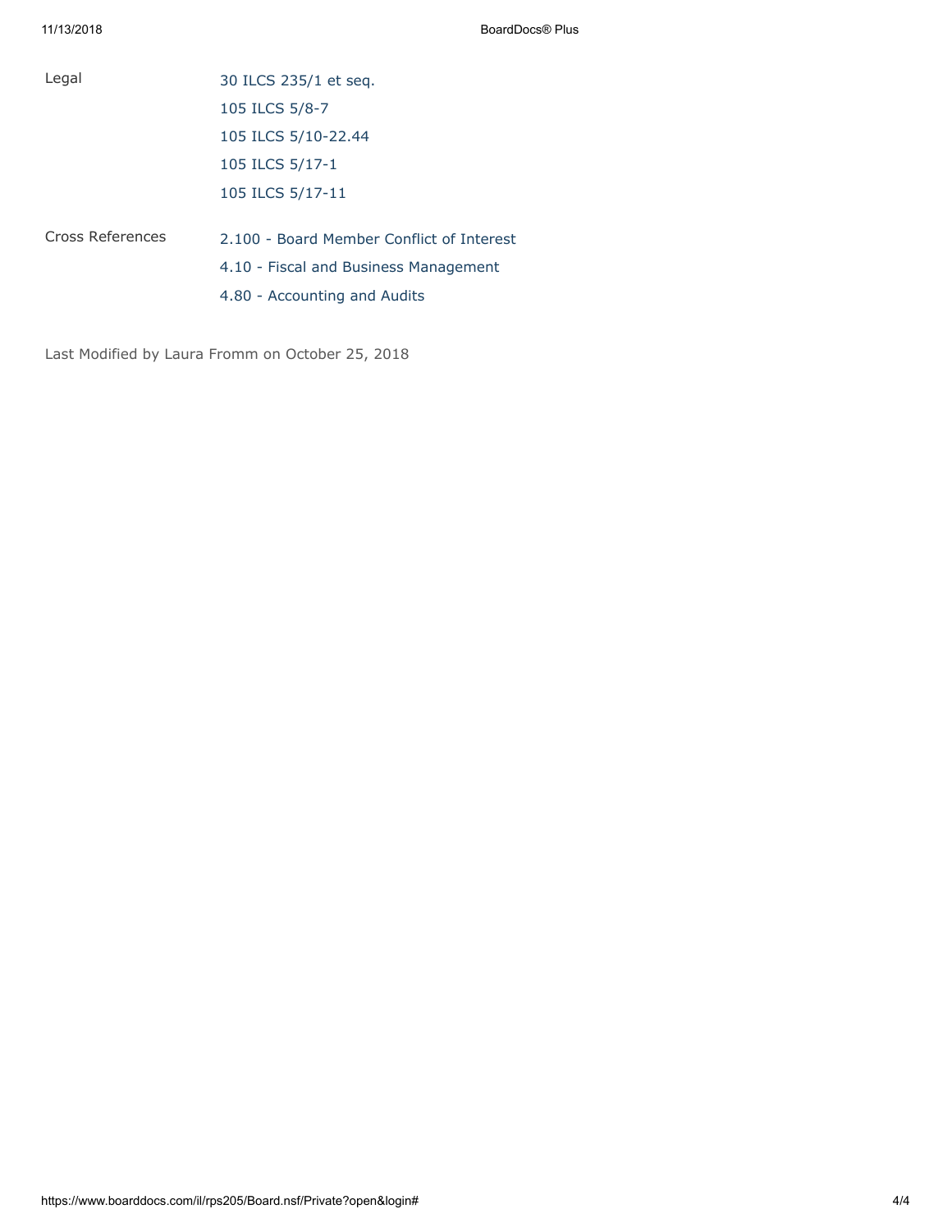| | |
|---|---|
| Legal | 30 ILCS 235/1 et seq. |
| | 105 ILCS 5/8-7 |
| | 105 ILCS 5/10-22.44 |
| | 105 ILCS 5/17-1 |
| | 105 ILCS 5/17-11 |
| Cross References | 2.100 - Board Member Conflict of Interest |
| | 4.10 - Fiscal and Business Management |
| | 4.80 - Accounting and Audits |

Last Modified by Laura Fromm on October 25, 2018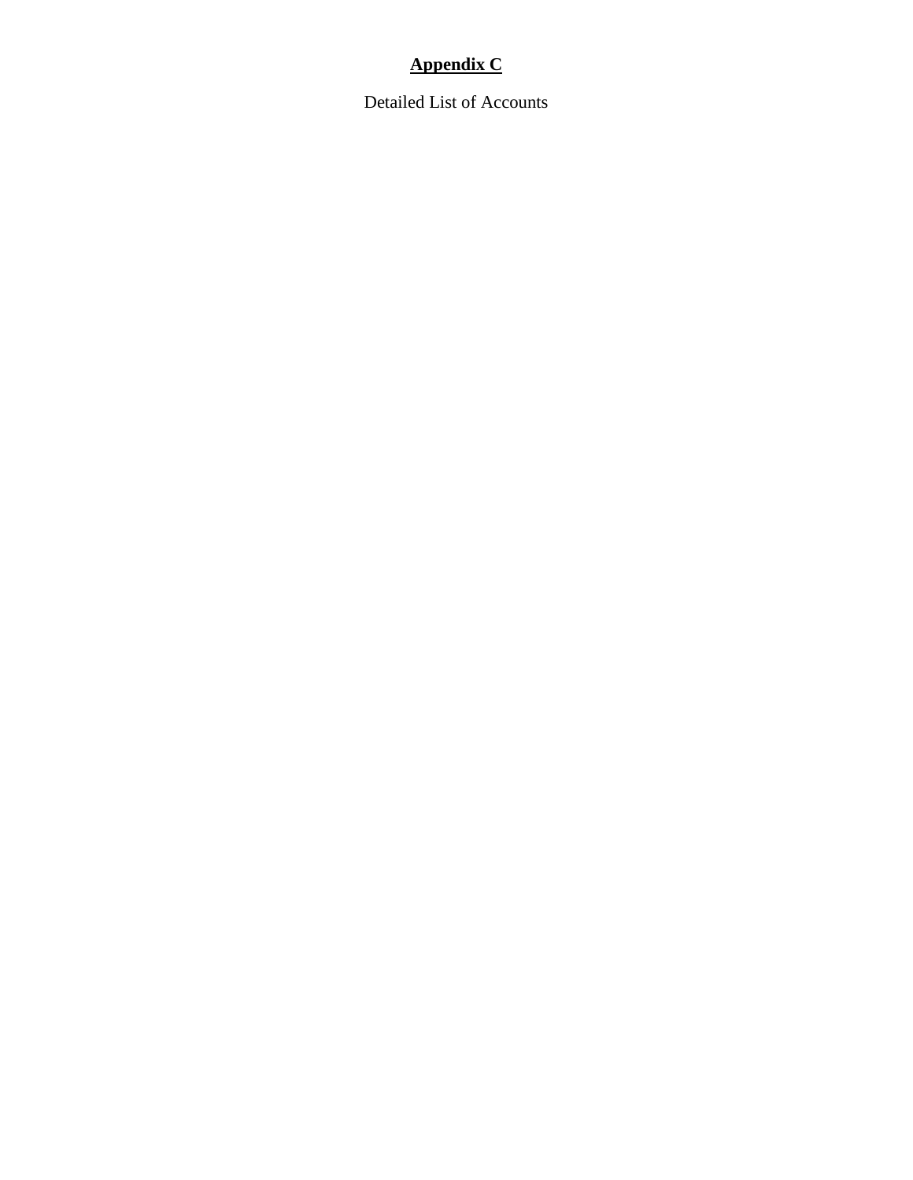# **Appendix C**

Detailed List of Accounts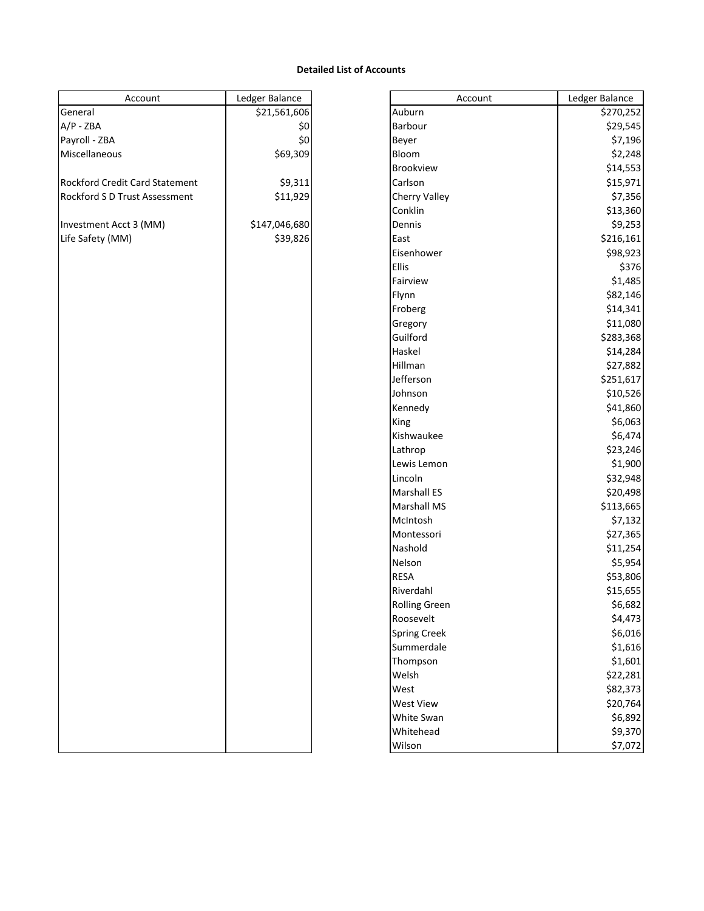**Detailed List of Accounts**

| Account | Ledger Balance |
|---|---|
| General | $21,561,606 |
| A/P - ZBA | $0 |
| Payroll - ZBA | $0 |
| Miscellaneous | $69,309 |
| | |
| Rockford Credit Card Statement | $9,311 |
| Rockford S D Trust Assessment | $11,929 |
| | |
| Investment Acct 3 (MM) | $147,046,680 |
| Life Safety (MM) | $39,826 |

| Account | Ledger Balance |
|---|---|
| Auburn | $270,252 |
| Barbour | $29,545 |
| Beyer | $7,196 |
| Bloom | $2,248 |
| Brookview | $14,553 |
| Carlson | $15,971 |
| Cherry Valley | $7,356 |
| Conklin | $13,360 |
| Dennis | $9,253 |
| East | $216,161 |
| Eisenhower | $98,923 |
| Ellis | $376 |
| Fairview | $1,485 |
| Flynn | $82,146 |
| Froberg | $14,341 |
| Gregory | $11,080 |
| Guilford | $283,368 |
| Haskel | $14,284 |
| Hillman | $27,882 |
| Jefferson | $251,617 |
| Johnson | $10,526 |
| Kennedy | $41,860 |
| King | $6,063 |
| Kishwaukee | $6,474 |
| Lathrop | $23,246 |
| Lewis Lemon | $1,900 |
| Lincoln | $32,948 |
| Marshall ES | $20,498 |
| Marshall MS | $113,665 |
| McIntosh | $7,132 |
| Montessori | $27,365 |
| Nashold | $11,254 |
| Nelson | $5,954 |
| RESA | $53,806 |
| Riverdahl | $15,655 |
| Rolling Green | $6,682 |
| Roosevelt | $4,473 |
| Spring Creek | $6,016 |
| Summerdale | $1,616 |
| Thompson | $1,601 |
| Welsh | $22,281 |
| West | $82,373 |
| West View | $20,764 |
| White Swan | $6,892 |
| Whitehead | $9,370 |
| Wilson | $7,072 |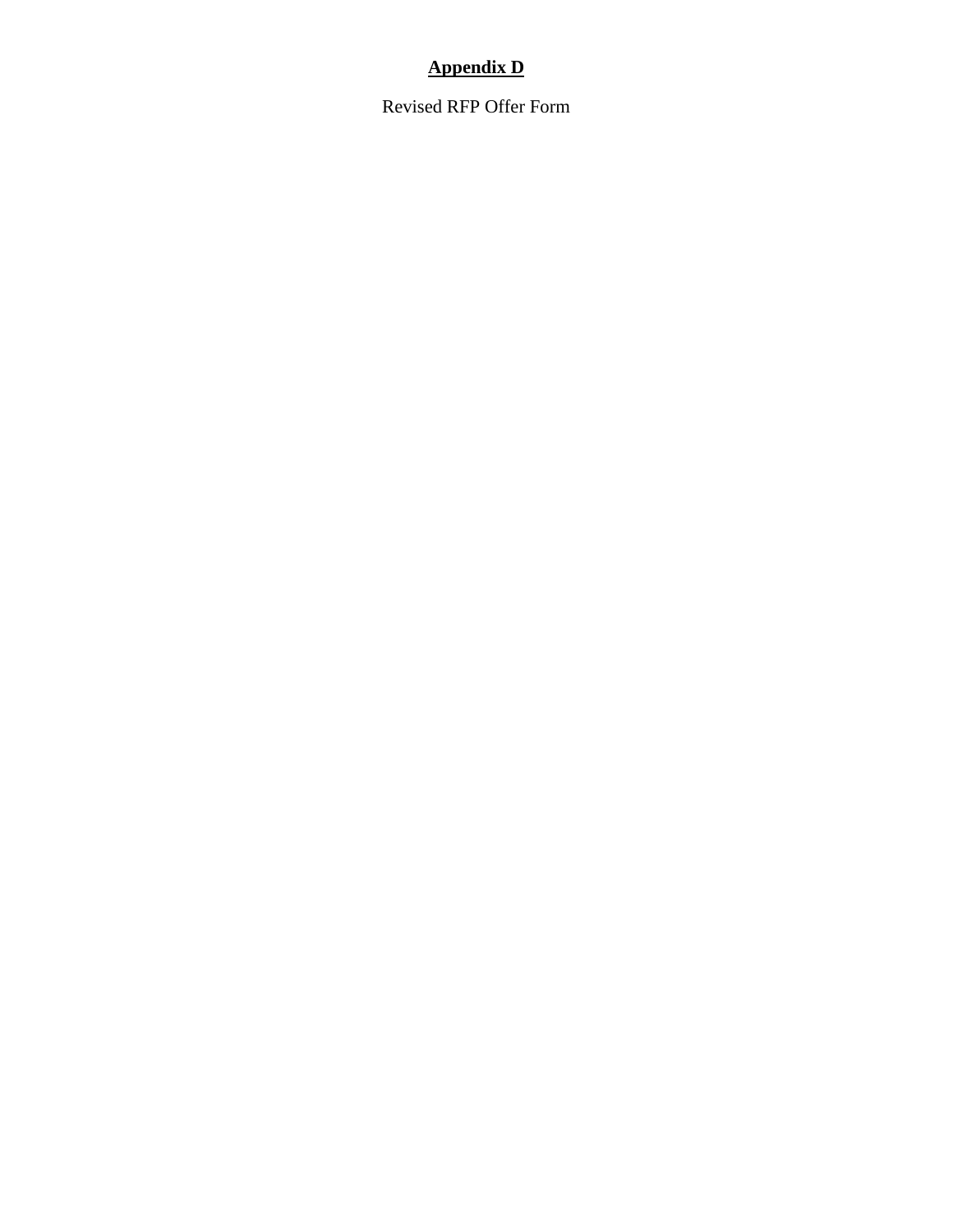# **Appendix D**

Revised RFP Offer Form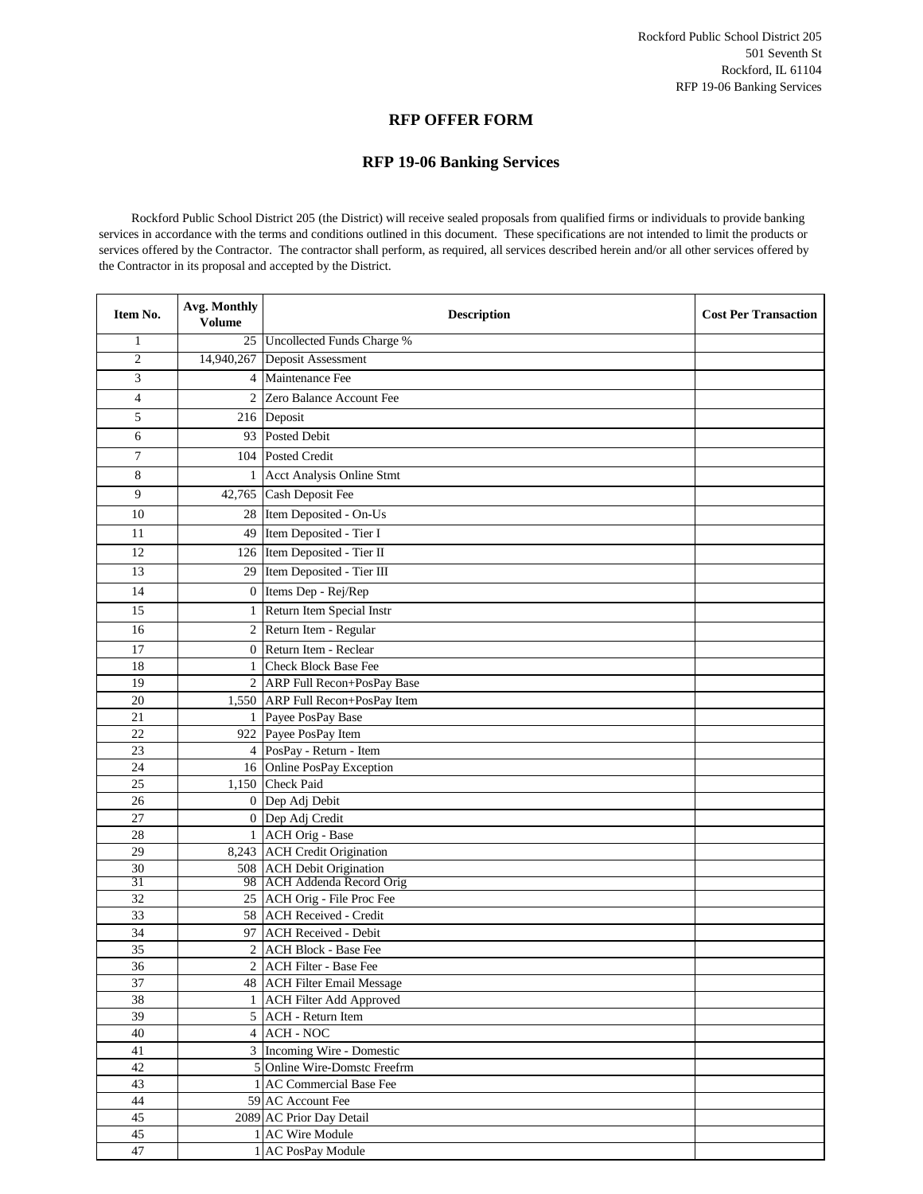Rockford Public School District 205
501 Seventh St
Rockford, IL 61104
RFP 19-06 Banking Services

# RFP OFFER FORM

## RFP 19-06 Banking Services

Rockford Public School District 205 (the District) will receive sealed proposals from qualified firms or individuals to provide banking services in accordance with the terms and conditions outlined in this document. These specifications are not intended to limit the products or services offered by the Contractor. The contractor shall perform, as required, all services described herein and/or all other services offered by the Contractor in its proposal and accepted by the District.

| Item No. | Avg. Monthly Volume | Description | Cost Per Transaction |
|---|---|---|---|
| 1 | 25 | Uncollected Funds Charge % | |
| 2 | 14,940,267 | Deposit Assessment | |
| 3 | 4 | Maintenance Fee | |
| 4 | 2 | Zero Balance Account Fee | |
| 5 | 216 | Deposit | |
| 6 | 93 | Posted Debit | |
| 7 | 104 | Posted Credit | |
| 8 | 1 | Acct Analysis Online Stmt | |
| 9 | 42,765 | Cash Deposit Fee | |
| 10 | 28 | Item Deposited - On-Us | |
| 11 | 49 | Item Deposited - Tier I | |
| 12 | 126 | Item Deposited - Tier II | |
| 13 | 29 | Item Deposited - Tier III | |
| 14 | 0 | Items Dep - Rej/Rep | |
| 15 | 1 | Return Item Special Instr | |
| 16 | 2 | Return Item - Regular | |
| 17 | 0 | Return Item - Reclear | |
| 18 | 1 | Check Block Base Fee | |
| 19 | 2 | ARP Full Recon+PosPay Base | |
| 20 | 1,550 | ARP Full Recon+PosPay Item | |
| 21 | 1 | Payee PosPay Base | |
| 22 | 922 | Payee PosPay Item | |
| 23 | 4 | PosPay - Return - Item | |
| 24 | 16 | Online PosPay Exception | |
| 25 | 1,150 | Check Paid | |
| 26 | 0 | Dep Adj Debit | |
| 27 | 0 | Dep Adj Credit | |
| 28 | 1 | ACH Orig - Base | |
| 29 | 8,243 | ACH Credit Origination | |
| 30 | 508 | ACH Debit Origination | |
| 31 | 98 | ACH Addenda Record Orig | |
| 32 | 25 | ACH Orig - File Proc Fee | |
| 33 | 58 | ACH Received - Credit | |
| 34 | 97 | ACH Received - Debit | |
| 35 | 2 | ACH Block - Base Fee | |
| 36 | 2 | ACH Filter - Base Fee | |
| 37 | 48 | ACH Filter Email Message | |
| 38 | 1 | ACH Filter Add Approved | |
| 39 | 5 | ACH - Return Item | |
| 40 | 4 | ACH - NOC | |
| 41 | 3 | Incoming Wire - Domestic | |
| 42 | 5 | Online Wire-Domstc Freefrm | |
| 43 | 1 | AC Commercial Base Fee | |
| 44 | 59 | AC Account Fee | |
| 45 | 2089 | AC Prior Day Detail | |
| 45 | 1 | AC Wire Module | |
| 47 | 1 | AC PosPay Module | |